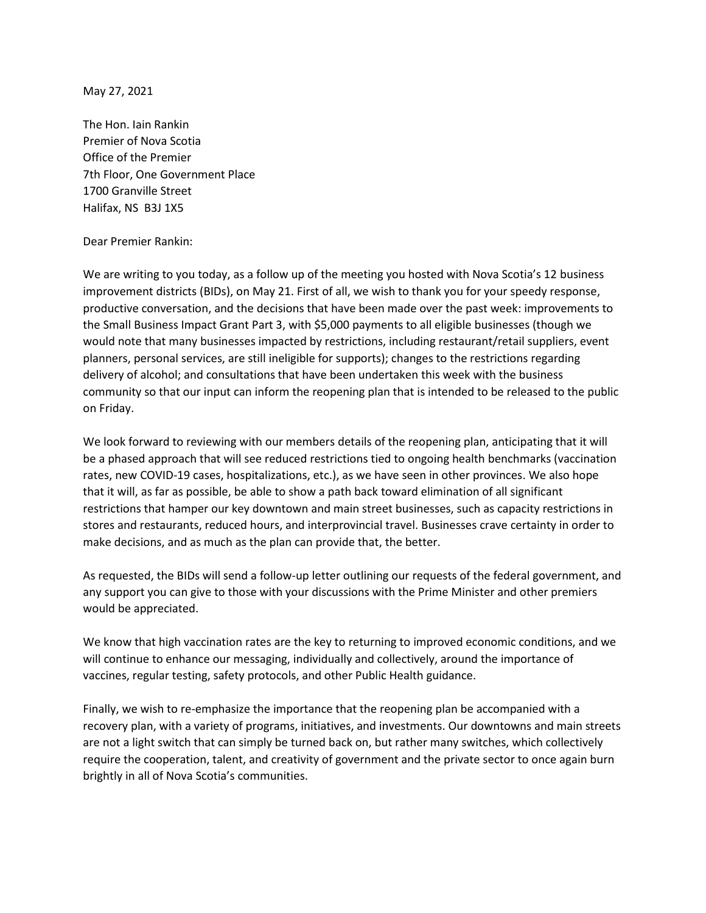May 27, 2021

The Hon. Iain Rankin
Premier of Nova Scotia
Office of the Premier
7th Floor, One Government Place
1700 Granville Street
Halifax, NS B3J 1X5

Dear Premier Rankin:

We are writing to you today, as a follow up of the meeting you hosted with Nova Scotia's 12 business improvement districts (BIDs), on May 21. First of all, we wish to thank you for your speedy response, productive conversation, and the decisions that have been made over the past week: improvements to the Small Business Impact Grant Part 3, with $5,000 payments to all eligible businesses (though we would note that many businesses impacted by restrictions, including restaurant/retail suppliers, event planners, personal services, are still ineligible for supports); changes to the restrictions regarding delivery of alcohol; and consultations that have been undertaken this week with the business community so that our input can inform the reopening plan that is intended to be released to the public on Friday.

We look forward to reviewing with our members details of the reopening plan, anticipating that it will be a phased approach that will see reduced restrictions tied to ongoing health benchmarks (vaccination rates, new COVID-19 cases, hospitalizations, etc.), as we have seen in other provinces. We also hope that it will, as far as possible, be able to show a path back toward elimination of all significant restrictions that hamper our key downtown and main street businesses, such as capacity restrictions in stores and restaurants, reduced hours, and interprovincial travel. Businesses crave certainty in order to make decisions, and as much as the plan can provide that, the better.

As requested, the BIDs will send a follow-up letter outlining our requests of the federal government, and any support you can give to those with your discussions with the Prime Minister and other premiers would be appreciated.

We know that high vaccination rates are the key to returning to improved economic conditions, and we will continue to enhance our messaging, individually and collectively, around the importance of vaccines, regular testing, safety protocols, and other Public Health guidance.

Finally, we wish to re-emphasize the importance that the reopening plan be accompanied with a recovery plan, with a variety of programs, initiatives, and investments. Our downtowns and main streets are not a light switch that can simply be turned back on, but rather many switches, which collectively require the cooperation, talent, and creativity of government and the private sector to once again burn brightly in all of Nova Scotia's communities.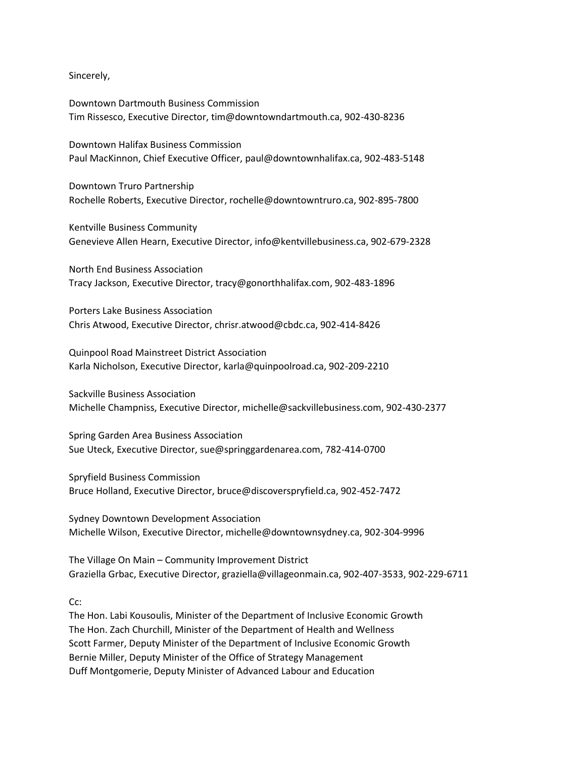Sincerely,

Downtown Dartmouth Business Commission  
Tim Rissesco, Executive Director, tim@downtowndartmouth.ca, 902-430-8236

Downtown Halifax Business Commission  
Paul MacKinnon, Chief Executive Officer, paul@downtownhalifax.ca, 902-483-5148

Downtown Truro Partnership  
Rochelle Roberts, Executive Director, rochelle@downtowntruro.ca, 902-895-7800

Kentville Business Community  
Genevieve Allen Hearn, Executive Director, info@kentvillebusiness.ca, 902-679-2328

North End Business Association  
Tracy Jackson, Executive Director, tracy@gonorthhalifax.com, 902-483-1896

Porters Lake Business Association  
Chris Atwood, Executive Director, chrisr.atwood@cbdc.ca, 902-414-8426

Quinpool Road Mainstreet District Association  
Karla Nicholson, Executive Director, karla@quinpoolroad.ca, 902-209-2210

Sackville Business Association  
Michelle Champniss, Executive Director, michelle@sackvillebusiness.com, 902-430-2377

Spring Garden Area Business Association  
Sue Uteck, Executive Director, sue@springgardenarea.com, 782-414-0700

Spryfield Business Commission  
Bruce Holland, Executive Director, bruce@discoverspryfield.ca, 902-452-7472

Sydney Downtown Development Association  
Michelle Wilson, Executive Director, michelle@downtownsydney.ca, 902-304-9996

The Village On Main – Community Improvement District  
Graziella Grbac, Executive Director, graziella@villageonmain.ca, 902-407-3533, 902-229-6711

Cc:  
The Hon. Labi Kousoulis, Minister of the Department of Inclusive Economic Growth  
The Hon. Zach Churchill, Minister of the Department of Health and Wellness  
Scott Farmer, Deputy Minister of the Department of Inclusive Economic Growth  
Bernie Miller, Deputy Minister of the Office of Strategy Management  
Duff Montgomerie, Deputy Minister of Advanced Labour and Education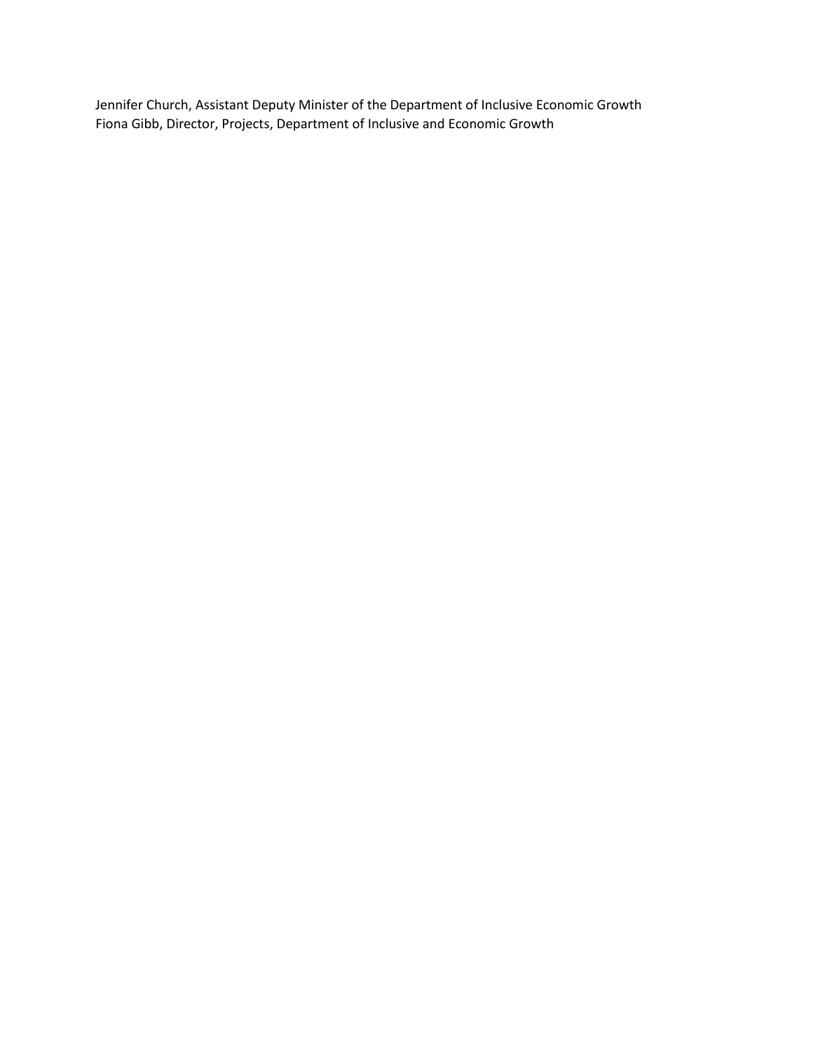Jennifer Church, Assistant Deputy Minister of the Department of Inclusive Economic Growth
Fiona Gibb, Director, Projects, Department of Inclusive and Economic Growth